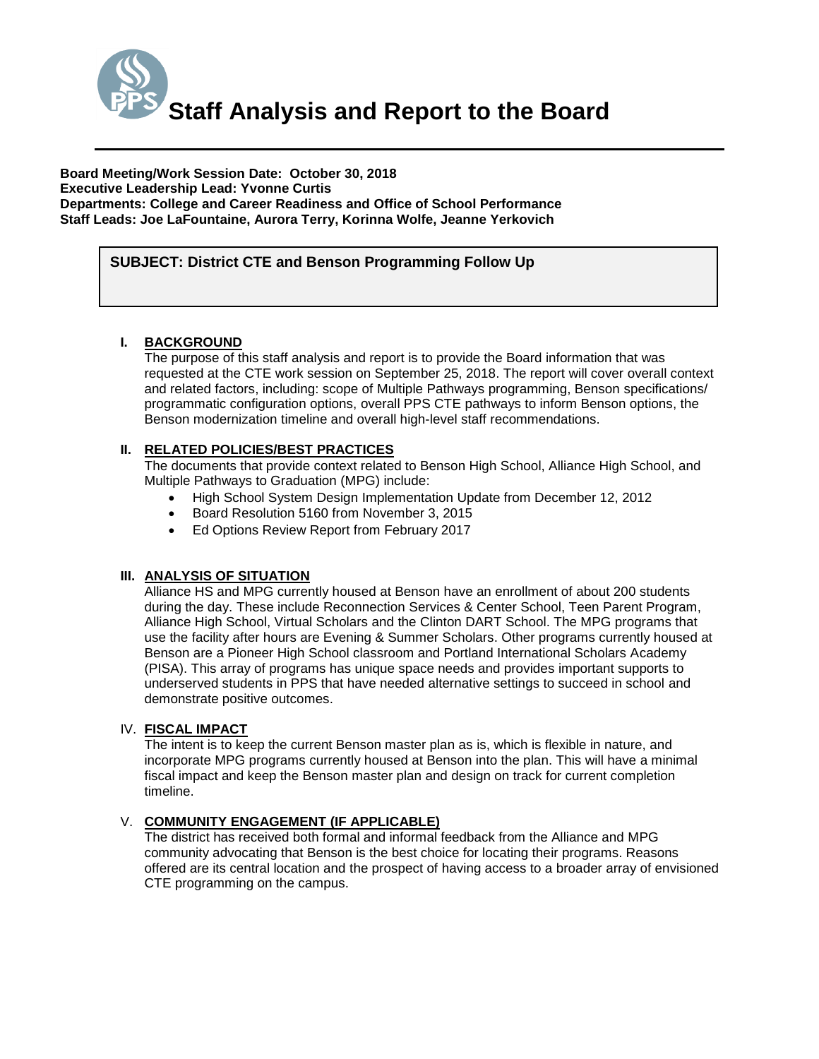# Staff Analysis and Report to the Board

**Board Meeting/Work Session Date: October 30, 2018**
**Executive Leadership Lead: Yvonne Curtis**
**Departments: College and Career Readiness and Office of School Performance**
**Staff Leads: Joe LaFountaine, Aurora Terry, Korinna Wolfe, Jeanne Yerkovich**

**SUBJECT: District CTE and Benson Programming Follow Up**

## I. BACKGROUND

The purpose of this staff analysis and report is to provide the Board information that was requested at the CTE work session on September 25, 2018. The report will cover overall context and related factors, including: scope of Multiple Pathways programming, Benson specifications/ programmatic configuration options, overall PPS CTE pathways to inform Benson options, the Benson modernization timeline and overall high-level staff recommendations.

## II. RELATED POLICIES/BEST PRACTICES

The documents that provide context related to Benson High School, Alliance High School, and Multiple Pathways to Graduation (MPG) include:

- High School System Design Implementation Update from December 12, 2012
- Board Resolution 5160 from November 3, 2015
- Ed Options Review Report from February 2017

## III. ANALYSIS OF SITUATION

Alliance HS and MPG currently housed at Benson have an enrollment of about 200 students during the day. These include Reconnection Services & Center School, Teen Parent Program, Alliance High School, Virtual Scholars and the Clinton DART School. The MPG programs that use the facility after hours are Evening & Summer Scholars. Other programs currently housed at Benson are a Pioneer High School classroom and Portland International Scholars Academy (PISA). This array of programs has unique space needs and provides important supports to underserved students in PPS that have needed alternative settings to succeed in school and demonstrate positive outcomes.

## IV. FISCAL IMPACT

The intent is to keep the current Benson master plan as is, which is flexible in nature, and incorporate MPG programs currently housed at Benson into the plan. This will have a minimal fiscal impact and keep the Benson master plan and design on track for current completion timeline.

## V. COMMUNITY ENGAGEMENT (IF APPLICABLE)

The district has received both formal and informal feedback from the Alliance and MPG community advocating that Benson is the best choice for locating their programs. Reasons offered are its central location and the prospect of having access to a broader array of envisioned CTE programming on the campus.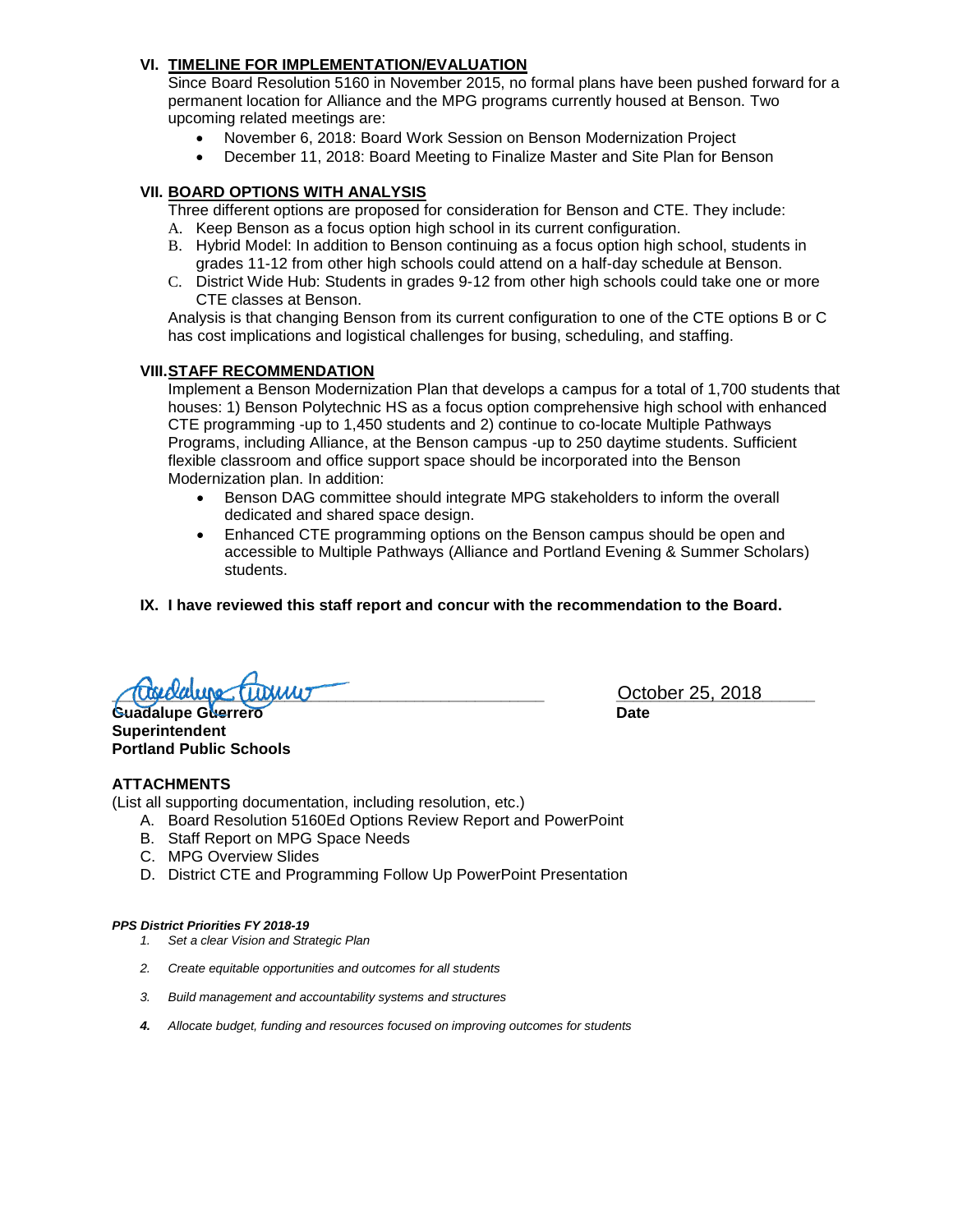## VI. TIMELINE FOR IMPLEMENTATION/EVALUATION

Since Board Resolution 5160 in November 2015, no formal plans have been pushed forward for a permanent location for Alliance and the MPG programs currently housed at Benson. Two upcoming related meetings are:

- November 6, 2018: Board Work Session on Benson Modernization Project
- December 11, 2018: Board Meeting to Finalize Master and Site Plan for Benson

## VII. BOARD OPTIONS WITH ANALYSIS

Three different options are proposed for consideration for Benson and CTE. They include:

A. Keep Benson as a focus option high school in its current configuration.
B. Hybrid Model: In addition to Benson continuing as a focus option high school, students in grades 11-12 from other high schools could attend on a half-day schedule at Benson.
C. District Wide Hub: Students in grades 9-12 from other high schools could take one or more CTE classes at Benson.

Analysis is that changing Benson from its current configuration to one of the CTE options B or C has cost implications and logistical challenges for busing, scheduling, and staffing.

## VIII. STAFF RECOMMENDATION

Implement a Benson Modernization Plan that develops a campus for a total of 1,700 students that houses: 1) Benson Polytechnic HS as a focus option comprehensive high school with enhanced CTE programming -up to 1,450 students and 2) continue to co-locate Multiple Pathways Programs, including Alliance, at the Benson campus -up to 250 daytime students. Sufficient flexible classroom and office support space should be incorporated into the Benson Modernization plan. In addition:

- Benson DAG committee should integrate MPG stakeholders to inform the overall dedicated and shared space design.
- Enhanced CTE programming options on the Benson campus should be open and accessible to Multiple Pathways (Alliance and Portland Evening & Summer Scholars) students.

## IX. I have reviewed this staff report and concur with the recommendation to the Board.

**Guadalupe Guerrero**
**Superintendent**
**Portland Public Schools**

October 25, 2018
**Date**

### ATTACHMENTS

(List all supporting documentation, including resolution, etc.)

A. Board Resolution 5160Ed Options Review Report and PowerPoint
B. Staff Report on MPG Space Needs
C. MPG Overview Slides
D. District CTE and Programming Follow Up PowerPoint Presentation

***PPS District Priorities FY 2018-19***

1. *Set a clear Vision and Strategic Plan*
2. *Create equitable opportunities and outcomes for all students*
3. *Build management and accountability systems and structures*
4. *Allocate budget, funding and resources focused on improving outcomes for students*